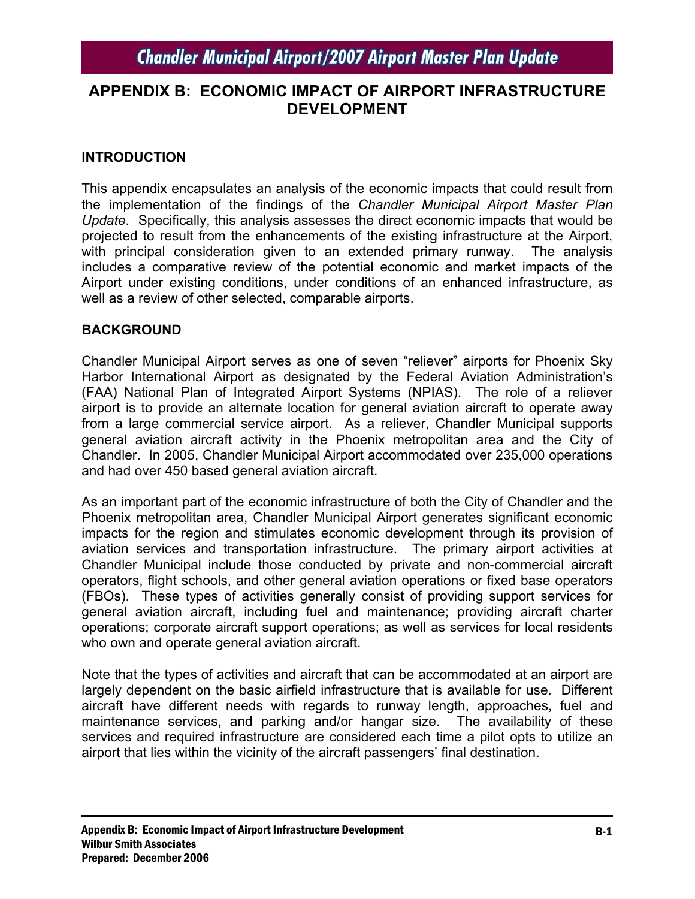# APPENDIX B: ECONOMIC IMPACT OF AIRPORT INFRASTRUCTURE DEVELOPMENT

## INTRODUCTION

This appendix encapsulates an analysis of the economic impacts that could result from the implementation of the findings of the *Chandler Municipal Airport Master Plan Update*. Specifically, this analysis assesses the direct economic impacts that would be projected to result from the enhancements of the existing infrastructure at the Airport, with principal consideration given to an extended primary runway. The analysis includes a comparative review of the potential economic and market impacts of the Airport under existing conditions, under conditions of an enhanced infrastructure, as well as a review of other selected, comparable airports.

## BACKGROUND

Chandler Municipal Airport serves as one of seven "reliever" airports for Phoenix Sky Harbor International Airport as designated by the Federal Aviation Administration's (FAA) National Plan of Integrated Airport Systems (NPIAS). The role of a reliever airport is to provide an alternate location for general aviation aircraft to operate away from a large commercial service airport. As a reliever, Chandler Municipal supports general aviation aircraft activity in the Phoenix metropolitan area and the City of Chandler. In 2005, Chandler Municipal Airport accommodated over 235,000 operations and had over 450 based general aviation aircraft.

As an important part of the economic infrastructure of both the City of Chandler and the Phoenix metropolitan area, Chandler Municipal Airport generates significant economic impacts for the region and stimulates economic development through its provision of aviation services and transportation infrastructure. The primary airport activities at Chandler Municipal include those conducted by private and non-commercial aircraft operators, flight schools, and other general aviation operations or fixed base operators (FBOs). These types of activities generally consist of providing support services for general aviation aircraft, including fuel and maintenance; providing aircraft charter operations; corporate aircraft support operations; as well as services for local residents who own and operate general aviation aircraft.

Note that the types of activities and aircraft that can be accommodated at an airport are largely dependent on the basic airfield infrastructure that is available for use. Different aircraft have different needs with regards to runway length, approaches, fuel and maintenance services, and parking and/or hangar size. The availability of these services and required infrastructure are considered each time a pilot opts to utilize an airport that lies within the vicinity of the aircraft passengers' final destination.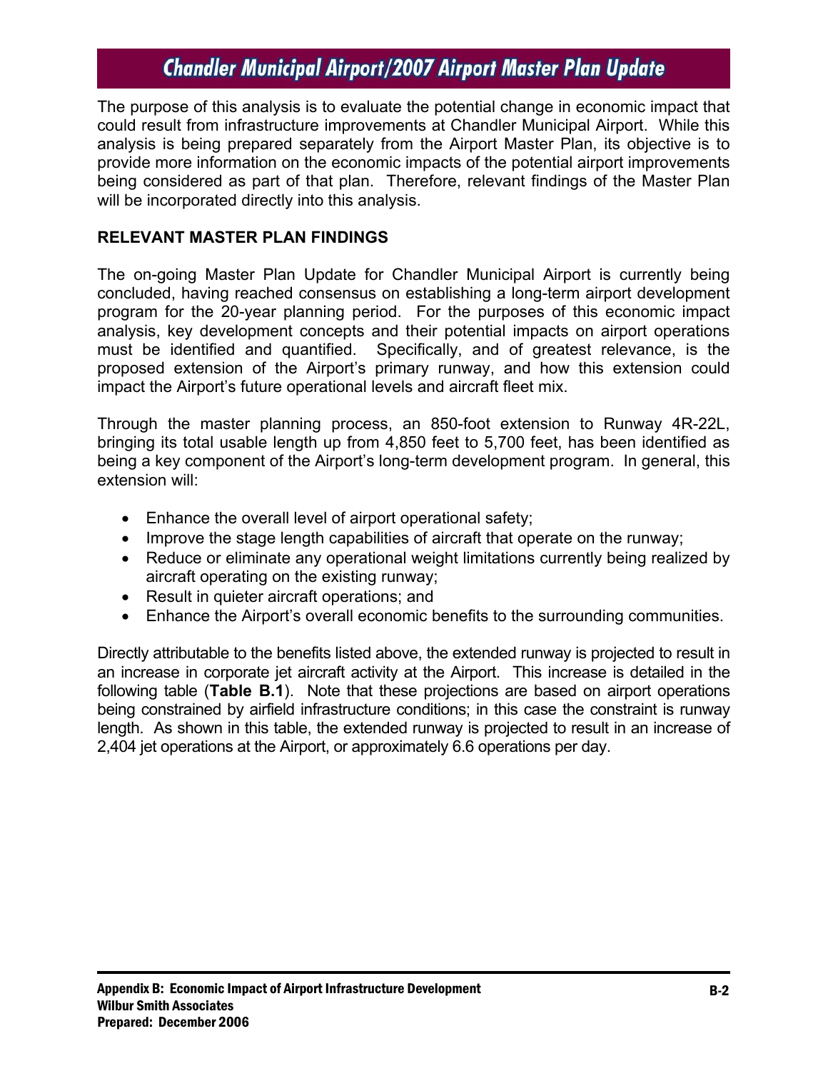The purpose of this analysis is to evaluate the potential change in economic impact that could result from infrastructure improvements at Chandler Municipal Airport. While this analysis is being prepared separately from the Airport Master Plan, its objective is to provide more information on the economic impacts of the potential airport improvements being considered as part of that plan. Therefore, relevant findings of the Master Plan will be incorporated directly into this analysis.

## RELEVANT MASTER PLAN FINDINGS

The on-going Master Plan Update for Chandler Municipal Airport is currently being concluded, having reached consensus on establishing a long-term airport development program for the 20-year planning period. For the purposes of this economic impact analysis, key development concepts and their potential impacts on airport operations must be identified and quantified. Specifically, and of greatest relevance, is the proposed extension of the Airport's primary runway, and how this extension could impact the Airport's future operational levels and aircraft fleet mix.

Through the master planning process, an 850-foot extension to Runway 4R-22L, bringing its total usable length up from 4,850 feet to 5,700 feet, has been identified as being a key component of the Airport's long-term development program. In general, this extension will:

- Enhance the overall level of airport operational safety;
- Improve the stage length capabilities of aircraft that operate on the runway;
- Reduce or eliminate any operational weight limitations currently being realized by aircraft operating on the existing runway;
- Result in quieter aircraft operations; and
- Enhance the Airport's overall economic benefits to the surrounding communities.

Directly attributable to the benefits listed above, the extended runway is projected to result in an increase in corporate jet aircraft activity at the Airport. This increase is detailed in the following table (**Table B.1**). Note that these projections are based on airport operations being constrained by airfield infrastructure conditions; in this case the constraint is runway length. As shown in this table, the extended runway is projected to result in an increase of 2,404 jet operations at the Airport, or approximately 6.6 operations per day.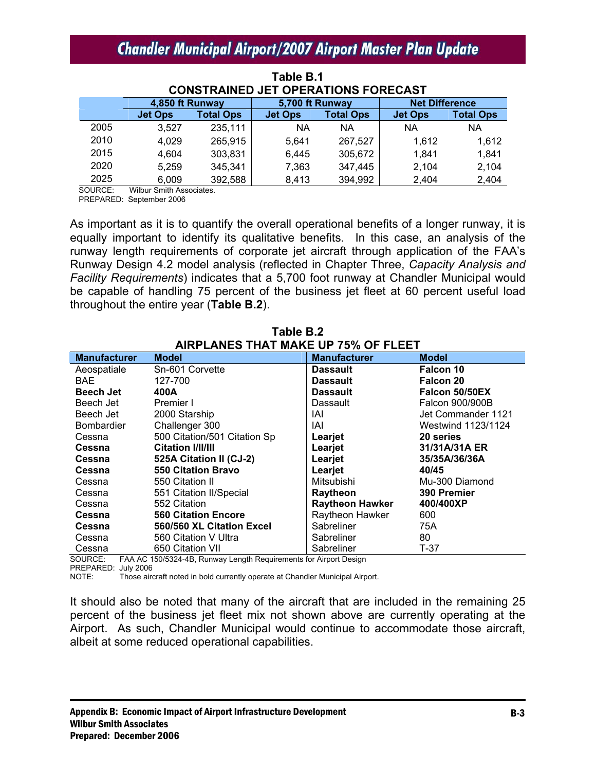**Table B.1**
**CONSTRAINED JET OPERATIONS FORECAST**

| | 4,850 ft Runway | | 5,700 ft Runway | | Net Difference | |
|---|---|---|---|---|---|---|
| | Jet Ops | Total Ops | Jet Ops | Total Ops | Jet Ops | Total Ops |
| 2005 | 3,527 | 235,111 | NA | NA | NA | NA |
| 2010 | 4,029 | 265,915 | 5,641 | 267,527 | 1,612 | 1,612 |
| 2015 | 4,604 | 303,831 | 6,445 | 305,672 | 1,841 | 1,841 |
| 2020 | 5,259 | 345,341 | 7,363 | 347,445 | 2,104 | 2,104 |
| 2025 | 6,009 | 392,588 | 8,413 | 394,992 | 2,404 | 2,404 |

SOURCE: Wilbur Smith Associates.
PREPARED: September 2006

As important as it is to quantify the overall operational benefits of a longer runway, it is equally important to identify its qualitative benefits. In this case, an analysis of the runway length requirements of corporate jet aircraft through application of the FAA's Runway Design 4.2 model analysis (reflected in Chapter Three, *Capacity Analysis and Facility Requirements*) indicates that a 5,700 foot runway at Chandler Municipal would be capable of handling 75 percent of the business jet fleet at 60 percent useful load throughout the entire year (**Table B.2**).

**Table B.2**
**AIRPLANES THAT MAKE UP 75% OF FLEET**

| Manufacturer | Model | Manufacturer | Model |
|---|---|---|---|
| Aeospatiale | Sn-601 Corvette | **Dassault** | **Falcon 10** |
| BAE | 127-700 | **Dassault** | **Falcon 20** |
| **Beech Jet** | **400A** | **Dassault** | **Falcon 50/50EX** |
| Beech Jet | Premier I | Dassault | Falcon 900/900B |
| Beech Jet | 2000 Starship | IAI | Jet Commander 1121 |
| Bombardier | Challenger 300 | IAI | Westwind 1123/1124 |
| Cessna | 500 Citation/501 Citation Sp | **Learjet** | **20 series** |
| **Cessna** | **Citation I/II/III** | **Learjet** | **31/31A/31A ER** |
| **Cessna** | **525A Citation II (CJ-2)** | **Learjet** | **35/35A/36/36A** |
| **Cessna** | **550 Citation Bravo** | **Learjet** | **40/45** |
| Cessna | 550 Citation II | Mitsubishi | Mu-300 Diamond |
| Cessna | 551 Citation II/Special | **Raytheon** | **390 Premier** |
| Cessna | 552 Citation | **Raytheon Hawker** | **400/400XP** |
| **Cessna** | **560 Citation Encore** | Raytheon Hawker | 600 |
| **Cessna** | **560/560 XL Citation Excel** | Sabreliner | 75A |
| Cessna | 560 Citation V Ultra | Sabreliner | 80 |
| Cessna | 650 Citation VII | Sabreliner | T-37 |

SOURCE: FAA AC 150/5324-4B, Runway Length Requirements for Airport Design
PREPARED: July 2006
NOTE: Those aircraft noted in bold currently operate at Chandler Municipal Airport.

It should also be noted that many of the aircraft that are included in the remaining 25 percent of the business jet fleet mix not shown above are currently operating at the Airport. As such, Chandler Municipal would continue to accommodate those aircraft, albeit at some reduced operational capabilities.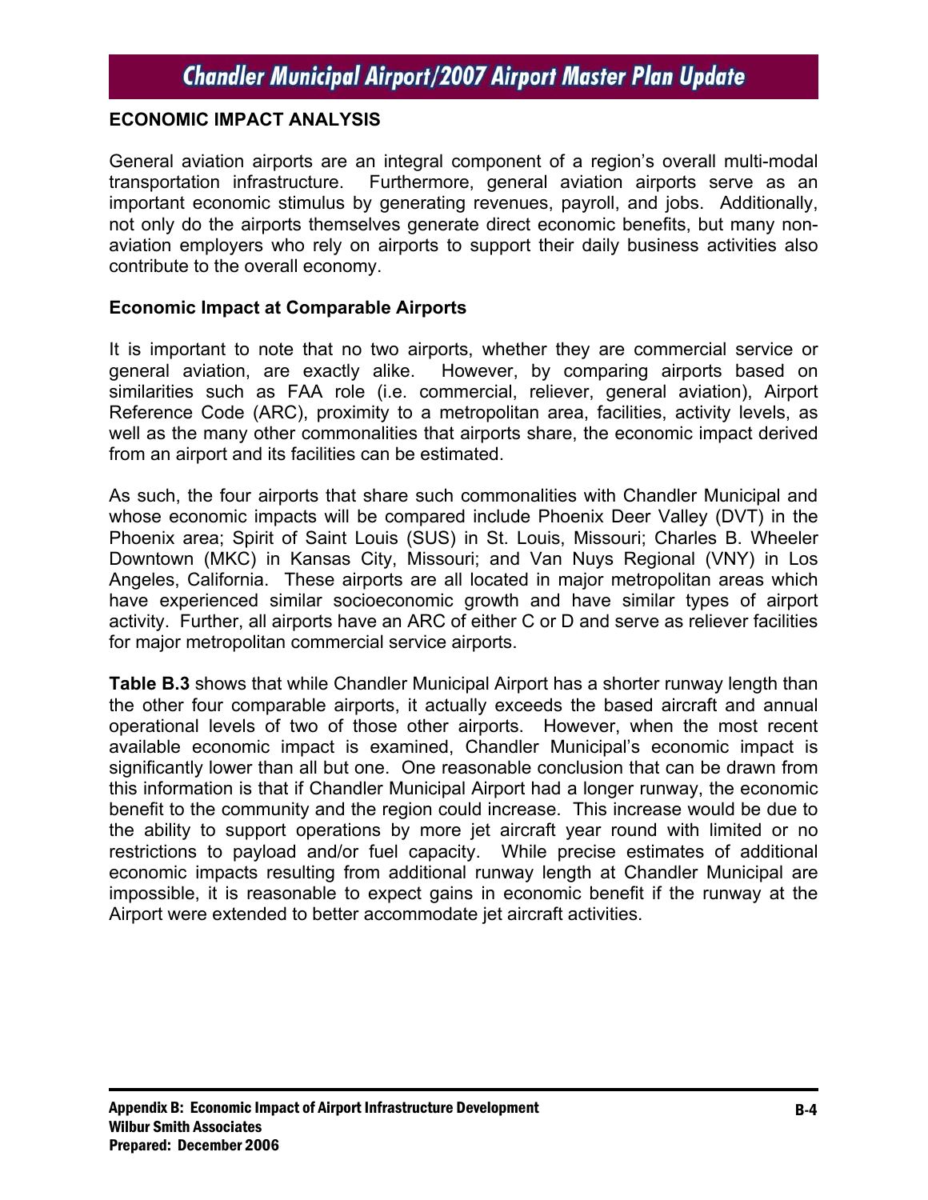## ECONOMIC IMPACT ANALYSIS

General aviation airports are an integral component of a region's overall multi-modal transportation infrastructure. Furthermore, general aviation airports serve as an important economic stimulus by generating revenues, payroll, and jobs. Additionally, not only do the airports themselves generate direct economic benefits, but many non-aviation employers who rely on airports to support their daily business activities also contribute to the overall economy.

### Economic Impact at Comparable Airports

It is important to note that no two airports, whether they are commercial service or general aviation, are exactly alike. However, by comparing airports based on similarities such as FAA role (i.e. commercial, reliever, general aviation), Airport Reference Code (ARC), proximity to a metropolitan area, facilities, activity levels, as well as the many other commonalities that airports share, the economic impact derived from an airport and its facilities can be estimated.

As such, the four airports that share such commonalities with Chandler Municipal and whose economic impacts will be compared include Phoenix Deer Valley (DVT) in the Phoenix area; Spirit of Saint Louis (SUS) in St. Louis, Missouri; Charles B. Wheeler Downtown (MKC) in Kansas City, Missouri; and Van Nuys Regional (VNY) in Los Angeles, California. These airports are all located in major metropolitan areas which have experienced similar socioeconomic growth and have similar types of airport activity. Further, all airports have an ARC of either C or D and serve as reliever facilities for major metropolitan commercial service airports.

**Table B.3** shows that while Chandler Municipal Airport has a shorter runway length than the other four comparable airports, it actually exceeds the based aircraft and annual operational levels of two of those other airports. However, when the most recent available economic impact is examined, Chandler Municipal's economic impact is significantly lower than all but one. One reasonable conclusion that can be drawn from this information is that if Chandler Municipal Airport had a longer runway, the economic benefit to the community and the region could increase. This increase would be due to the ability to support operations by more jet aircraft year round with limited or no restrictions to payload and/or fuel capacity. While precise estimates of additional economic impacts resulting from additional runway length at Chandler Municipal are impossible, it is reasonable to expect gains in economic benefit if the runway at the Airport were extended to better accommodate jet aircraft activities.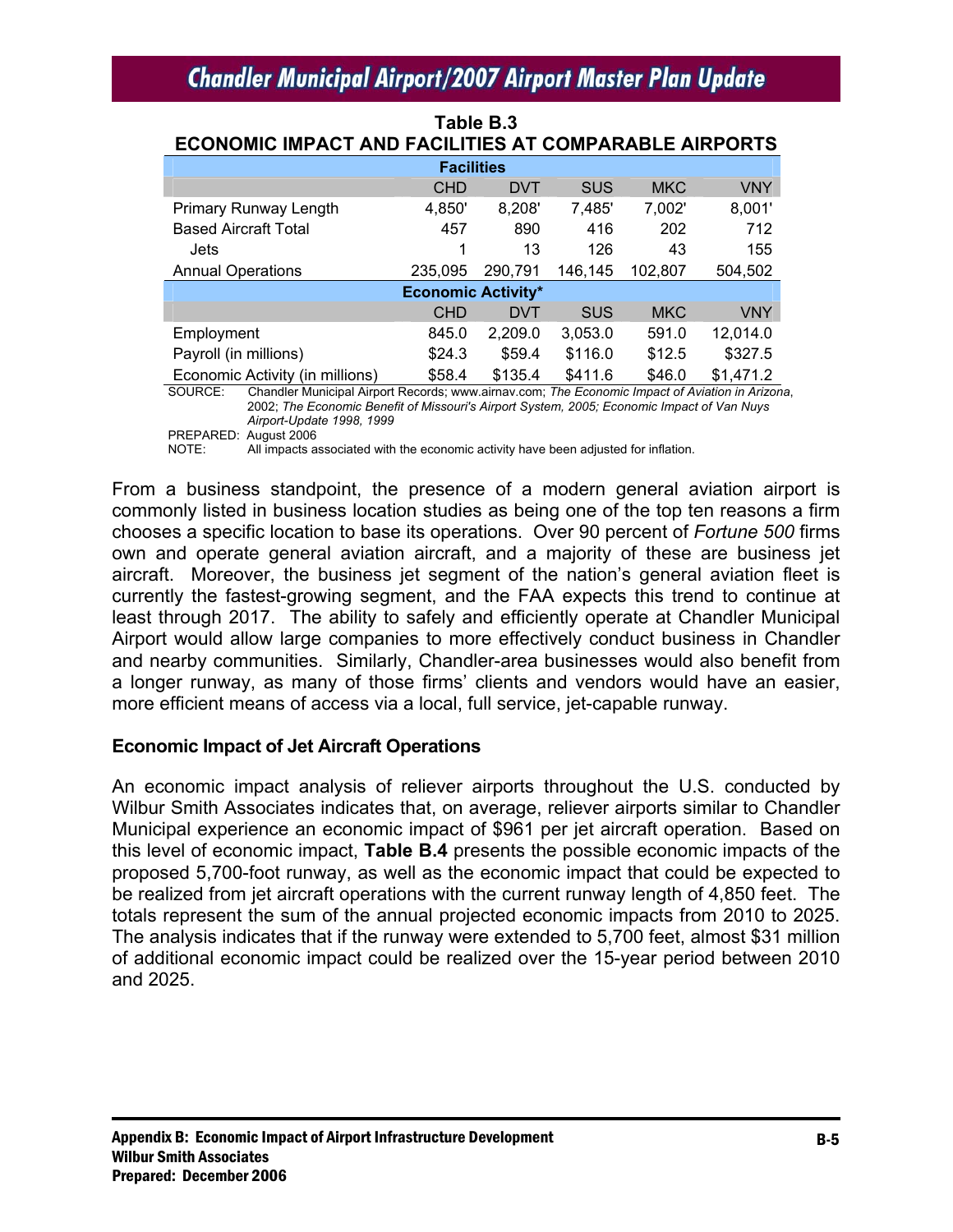**Table B.3**
**ECONOMIC IMPACT AND FACILITIES AT COMPARABLE AIRPORTS**

| Facilities | | | | | |
|---|---|---|---|---|---|
| | CHD | DVT | SUS | MKC | VNY |
| Primary Runway Length | 4,850' | 8,208' | 7,485' | 7,002' | 8,001' |
| Based Aircraft Total | 457 | 890 | 416 | 202 | 712 |
| Jets | 1 | 13 | 126 | 43 | 155 |
| Annual Operations | 235,095 | 290,791 | 146,145 | 102,807 | 504,502 |
| **Economic Activity*** | | | | | |
| | CHD | DVT | SUS | MKC | VNY |
| Employment | 845.0 | 2,209.0 | 3,053.0 | 591.0 | 12,014.0 |
| Payroll (in millions) | $24.3 | $59.4 | $116.0 | $12.5 | $327.5 |
| Economic Activity (in millions) | $58.4 | $135.4 | $411.6 | $46.0 | $1,471.2 |

SOURCE: Chandler Municipal Airport Records; www.airnav.com; *The Economic Impact of Aviation in Arizona*, 2002; *The Economic Benefit of Missouri's Airport System, 2005; Economic Impact of Van Nuys Airport-Update 1998, 1999*

PREPARED: August 2006

NOTE: All impacts associated with the economic activity have been adjusted for inflation.

From a business standpoint, the presence of a modern general aviation airport is commonly listed in business location studies as being one of the top ten reasons a firm chooses a specific location to base its operations. Over 90 percent of *Fortune 500* firms own and operate general aviation aircraft, and a majority of these are business jet aircraft. Moreover, the business jet segment of the nation's general aviation fleet is currently the fastest-growing segment, and the FAA expects this trend to continue at least through 2017. The ability to safely and efficiently operate at Chandler Municipal Airport would allow large companies to more effectively conduct business in Chandler and nearby communities. Similarly, Chandler-area businesses would also benefit from a longer runway, as many of those firms' clients and vendors would have an easier, more efficient means of access via a local, full service, jet-capable runway.

### Economic Impact of Jet Aircraft Operations

An economic impact analysis of reliever airports throughout the U.S. conducted by Wilbur Smith Associates indicates that, on average, reliever airports similar to Chandler Municipal experience an economic impact of $961 per jet aircraft operation. Based on this level of economic impact, **Table B.4** presents the possible economic impacts of the proposed 5,700-foot runway, as well as the economic impact that could be expected to be realized from jet aircraft operations with the current runway length of 4,850 feet. The totals represent the sum of the annual projected economic impacts from 2010 to 2025. The analysis indicates that if the runway were extended to 5,700 feet, almost $31 million of additional economic impact could be realized over the 15-year period between 2010 and 2025.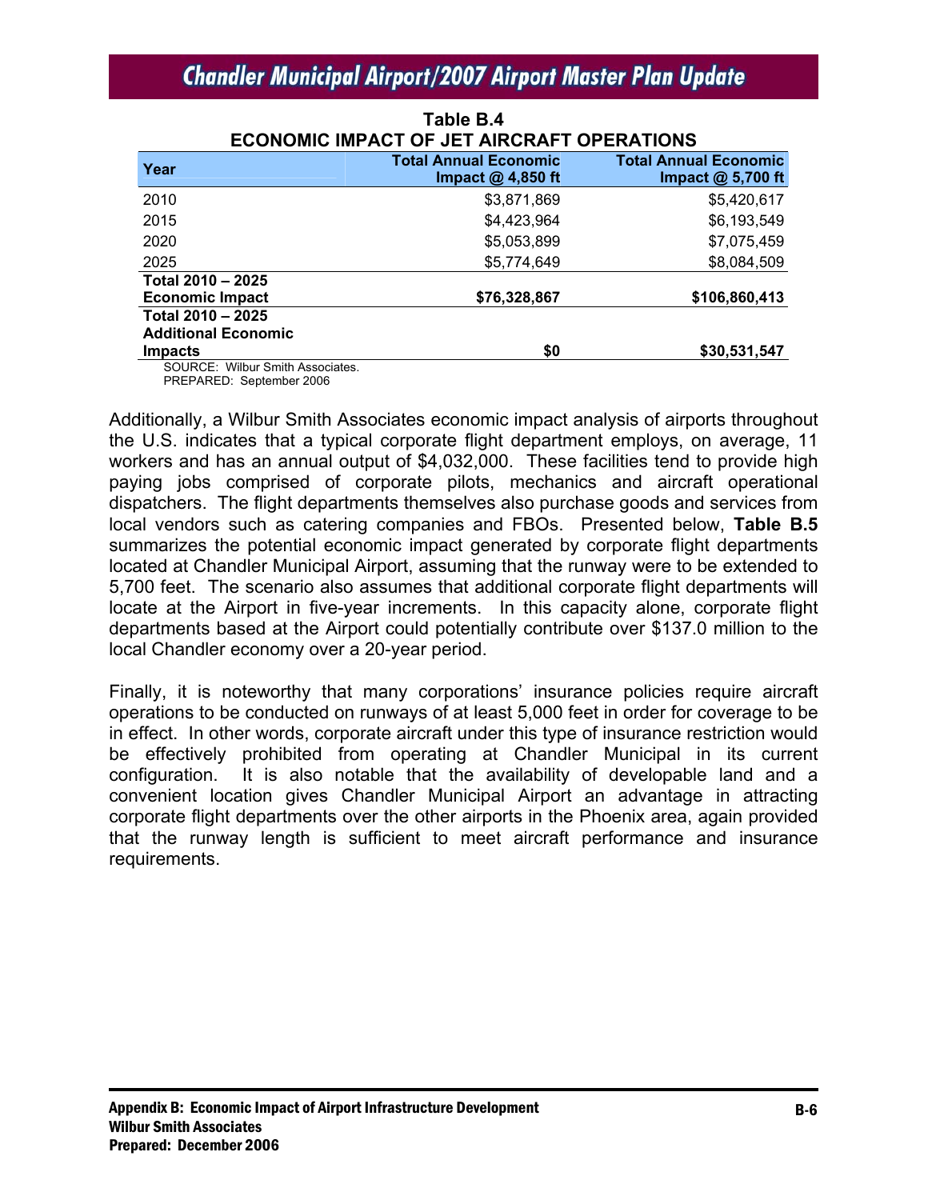**Table B.4**
**ECONOMIC IMPACT OF JET AIRCRAFT OPERATIONS**

| Year | Total Annual Economic Impact @ 4,850 ft | Total Annual Economic Impact @ 5,700 ft |
|---|---|---|
| 2010 | $3,871,869 | $5,420,617 |
| 2015 | $4,423,964 | $6,193,549 |
| 2020 | $5,053,899 | $7,075,459 |
| 2025 | $5,774,649 | $8,084,509 |
| **Total 2010 – 2025 Economic Impact** | **$76,328,867** | **$106,860,413** |
| **Total 2010 – 2025 Additional Economic Impacts** | **$0** | **$30,531,547** |

SOURCE: Wilbur Smith Associates.
PREPARED: September 2006

Additionally, a Wilbur Smith Associates economic impact analysis of airports throughout the U.S. indicates that a typical corporate flight department employs, on average, 11 workers and has an annual output of $4,032,000. These facilities tend to provide high paying jobs comprised of corporate pilots, mechanics and aircraft operational dispatchers. The flight departments themselves also purchase goods and services from local vendors such as catering companies and FBOs. Presented below, **Table B.5** summarizes the potential economic impact generated by corporate flight departments located at Chandler Municipal Airport, assuming that the runway were to be extended to 5,700 feet. The scenario also assumes that additional corporate flight departments will locate at the Airport in five-year increments. In this capacity alone, corporate flight departments based at the Airport could potentially contribute over $137.0 million to the local Chandler economy over a 20-year period.

Finally, it is noteworthy that many corporations' insurance policies require aircraft operations to be conducted on runways of at least 5,000 feet in order for coverage to be in effect. In other words, corporate aircraft under this type of insurance restriction would be effectively prohibited from operating at Chandler Municipal in its current configuration. It is also notable that the availability of developable land and a convenient location gives Chandler Municipal Airport an advantage in attracting corporate flight departments over the other airports in the Phoenix area, again provided that the runway length is sufficient to meet aircraft performance and insurance requirements.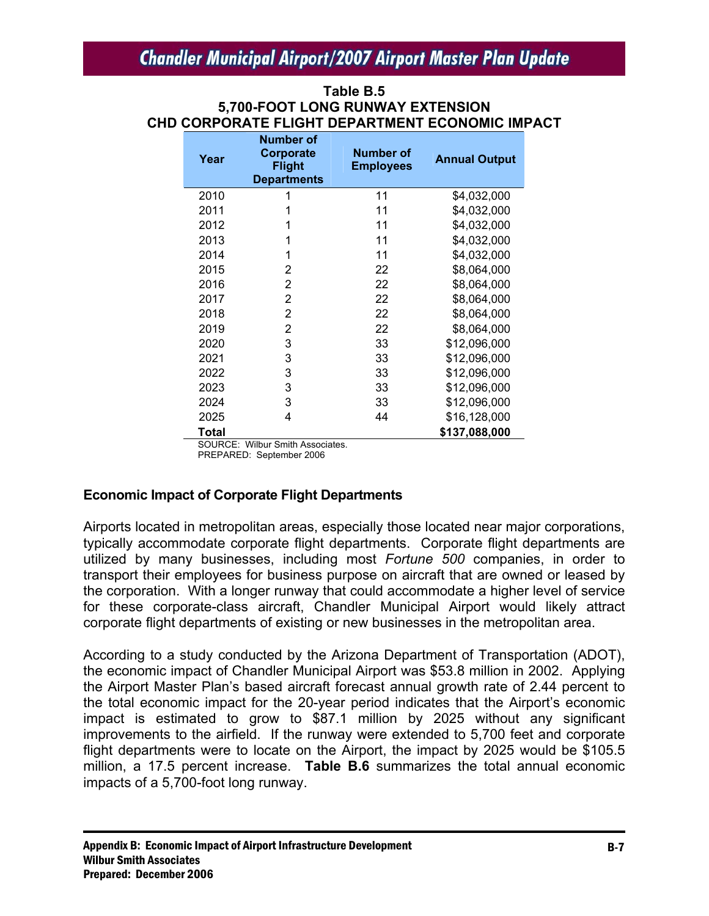**Table B.5**
**5,700-FOOT LONG RUNWAY EXTENSION**
**CHD CORPORATE FLIGHT DEPARTMENT ECONOMIC IMPACT**

| Year | Number of Corporate Flight Departments | Number of Employees | Annual Output |
|---|---|---|---|
| 2010 | 1 | 11 | $4,032,000 |
| 2011 | 1 | 11 | $4,032,000 |
| 2012 | 1 | 11 | $4,032,000 |
| 2013 | 1 | 11 | $4,032,000 |
| 2014 | 1 | 11 | $4,032,000 |
| 2015 | 2 | 22 | $8,064,000 |
| 2016 | 2 | 22 | $8,064,000 |
| 2017 | 2 | 22 | $8,064,000 |
| 2018 | 2 | 22 | $8,064,000 |
| 2019 | 2 | 22 | $8,064,000 |
| 2020 | 3 | 33 | $12,096,000 |
| 2021 | 3 | 33 | $12,096,000 |
| 2022 | 3 | 33 | $12,096,000 |
| 2023 | 3 | 33 | $12,096,000 |
| 2024 | 3 | 33 | $12,096,000 |
| 2025 | 4 | 44 | $16,128,000 |
| **Total** | | | **$137,088,000** |

SOURCE: Wilbur Smith Associates.
PREPARED: September 2006

### Economic Impact of Corporate Flight Departments

Airports located in metropolitan areas, especially those located near major corporations, typically accommodate corporate flight departments. Corporate flight departments are utilized by many businesses, including most *Fortune 500* companies, in order to transport their employees for business purpose on aircraft that are owned or leased by the corporation. With a longer runway that could accommodate a higher level of service for these corporate-class aircraft, Chandler Municipal Airport would likely attract corporate flight departments of existing or new businesses in the metropolitan area.

According to a study conducted by the Arizona Department of Transportation (ADOT), the economic impact of Chandler Municipal Airport was $53.8 million in 2002. Applying the Airport Master Plan's based aircraft forecast annual growth rate of 2.44 percent to the total economic impact for the 20-year period indicates that the Airport's economic impact is estimated to grow to $87.1 million by 2025 without any significant improvements to the airfield. If the runway were extended to 5,700 feet and corporate flight departments were to locate on the Airport, the impact by 2025 would be $105.5 million, a 17.5 percent increase. **Table B.6** summarizes the total annual economic impacts of a 5,700-foot long runway.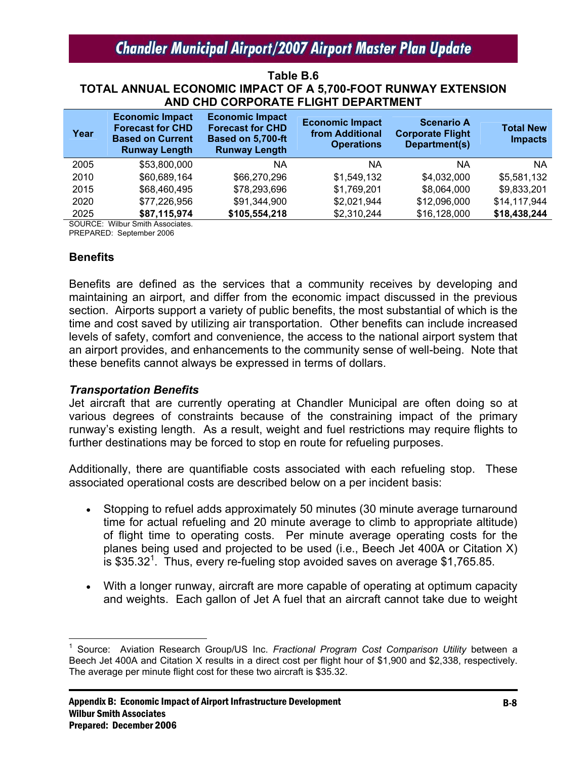**Table B.6**
**TOTAL ANNUAL ECONOMIC IMPACT OF A 5,700-FOOT RUNWAY EXTENSION AND CHD CORPORATE FLIGHT DEPARTMENT**

| Year | Economic Impact Forecast for CHD Based on Current Runway Length | Economic Impact Forecast for CHD Based on 5,700-ft Runway Length | Economic Impact from Additional Operations | Scenario A Corporate Flight Department(s) | Total New Impacts |
|---|---|---|---|---|---|
| 2005 | $53,800,000 | NA | NA | NA | NA |
| 2010 | $60,689,164 | $66,270,296 | $1,549,132 | $4,032,000 | $5,581,132 |
| 2015 | $68,460,495 | $78,293,696 | $1,769,201 | $8,064,000 | $9,833,201 |
| 2020 | $77,226,956 | $91,344,900 | $2,021,944 | $12,096,000 | $14,117,944 |
| 2025 | **$87,115,974** | **$105,554,218** | $2,310,244 | $16,128,000 | **$18,438,244** |

SOURCE: Wilbur Smith Associates.
PREPARED: September 2006

### Benefits

Benefits are defined as the services that a community receives by developing and maintaining an airport, and differ from the economic impact discussed in the previous section. Airports support a variety of public benefits, the most substantial of which is the time and cost saved by utilizing air transportation. Other benefits can include increased levels of safety, comfort and convenience, the access to the national airport system that an airport provides, and enhancements to the community sense of well-being. Note that these benefits cannot always be expressed in terms of dollars.

#### *Transportation Benefits*

Jet aircraft that are currently operating at Chandler Municipal are often doing so at various degrees of constraints because of the constraining impact of the primary runway's existing length. As a result, weight and fuel restrictions may require flights to further destinations may be forced to stop en route for refueling purposes.

Additionally, there are quantifiable costs associated with each refueling stop. These associated operational costs are described below on a per incident basis:

- Stopping to refuel adds approximately 50 minutes (30 minute average turnaround time for actual refueling and 20 minute average to climb to appropriate altitude) of flight time to operating costs. Per minute average operating costs for the planes being used and projected to be used (i.e., Beech Jet 400A or Citation X) is $35.32[1]. Thus, every re-fueling stop avoided saves on average $1,765.85.

- With a longer runway, aircraft are more capable of operating at optimum capacity and weights. Each gallon of Jet A fuel that an aircraft cannot take due to weight

---

[1] Source: Aviation Research Group/US Inc. *Fractional Program Cost Comparison Utility* between a Beech Jet 400A and Citation X results in a direct cost per flight hour of $1,900 and $2,338, respectively. The average per minute flight cost for these two aircraft is $35.32.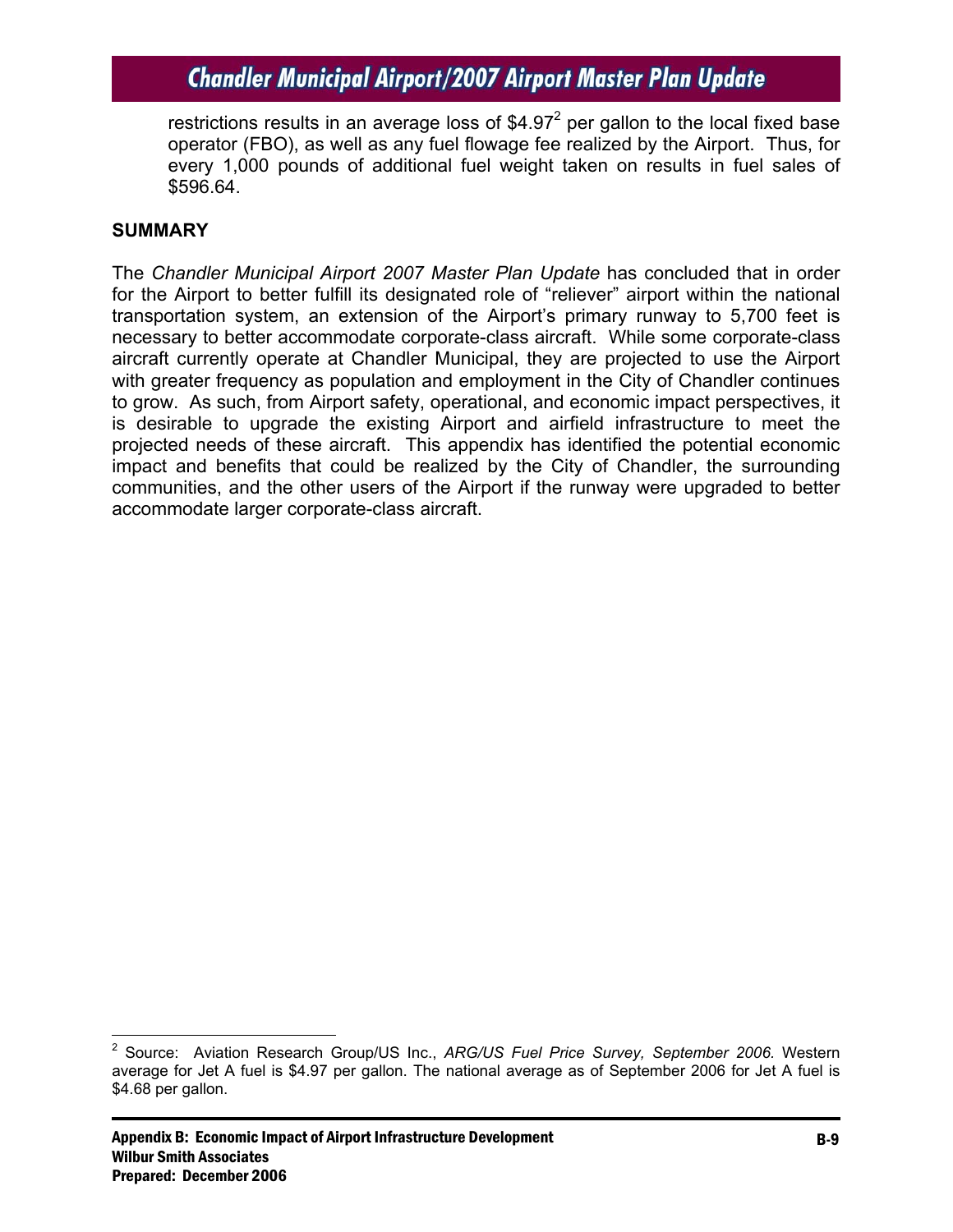restrictions results in an average loss of $4.97[2] per gallon to the local fixed base operator (FBO), as well as any fuel flowage fee realized by the Airport. Thus, for every 1,000 pounds of additional fuel weight taken on results in fuel sales of $596.64.

## SUMMARY

The *Chandler Municipal Airport 2007 Master Plan Update* has concluded that in order for the Airport to better fulfill its designated role of "reliever" airport within the national transportation system, an extension of the Airport's primary runway to 5,700 feet is necessary to better accommodate corporate-class aircraft. While some corporate-class aircraft currently operate at Chandler Municipal, they are projected to use the Airport with greater frequency as population and employment in the City of Chandler continues to grow. As such, from Airport safety, operational, and economic impact perspectives, it is desirable to upgrade the existing Airport and airfield infrastructure to meet the projected needs of these aircraft. This appendix has identified the potential economic impact and benefits that could be realized by the City of Chandler, the surrounding communities, and the other users of the Airport if the runway were upgraded to better accommodate larger corporate-class aircraft.

---

[2] Source: Aviation Research Group/US Inc., *ARG/US Fuel Price Survey, September 2006.* Western average for Jet A fuel is $4.97 per gallon. The national average as of September 2006 for Jet A fuel is $4.68 per gallon.